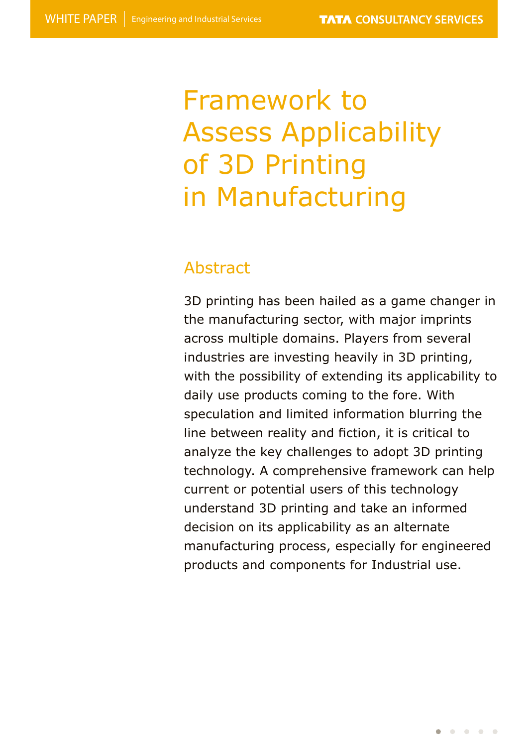# Framework to Assess Applicability of 3D Printing in Manufacturing

## Abstract

3D printing has been hailed as a game changer in the manufacturing sector, with major imprints across multiple domains. Players from several industries are investing heavily in 3D printing, with the possibility of extending its applicability to daily use products coming to the fore. With speculation and limited information blurring the line between reality and fiction, it is critical to analyze the key challenges to adopt 3D printing technology. A comprehensive framework can help current or potential users of this technology understand 3D printing and take an informed decision on its applicability as an alternate manufacturing process, especially for engineered products and components for Industrial use.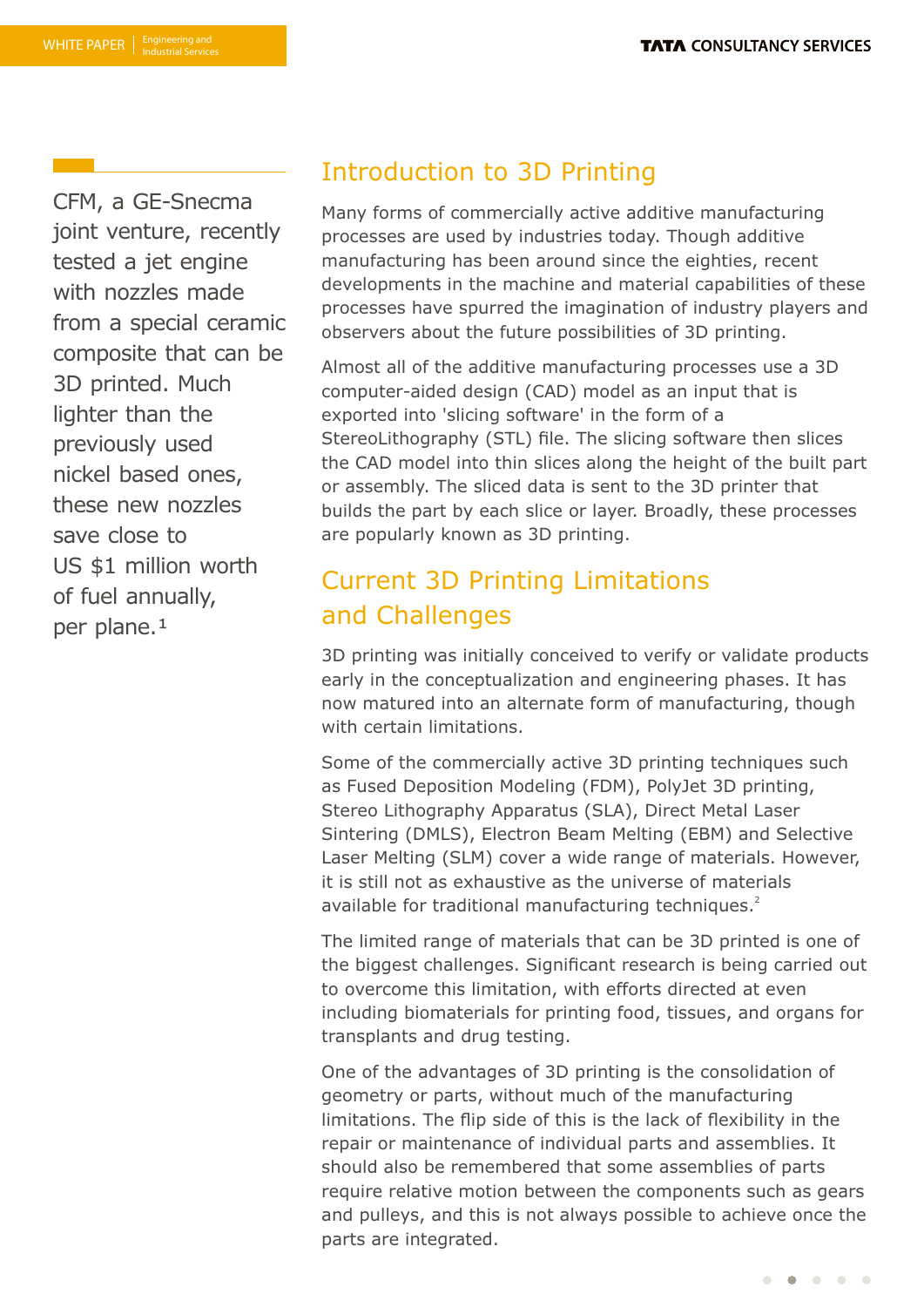CFM, a GE-Snecma joint venture, recently tested a jet engine with nozzles made from a special ceramic composite that can be 3D printed. Much lighter than the previously used nickel based ones, these new nozzles save close to US $1 million worth of fuel annually, per plane.[1]

## Introduction to 3D Printing

Many forms of commercially active additive manufacturing processes are used by industries today. Though additive manufacturing has been around since the eighties, recent developments in the machine and material capabilities of these processes have spurred the imagination of industry players and observers about the future possibilities of 3D printing.

Almost all of the additive manufacturing processes use a 3D computer-aided design (CAD) model as an input that is exported into 'slicing software' in the form of a StereoLithography (STL) file. The slicing software then slices the CAD model into thin slices along the height of the built part or assembly. The sliced data is sent to the 3D printer that builds the part by each slice or layer. Broadly, these processes are popularly known as 3D printing.

## Current 3D Printing Limitations and Challenges

3D printing was initially conceived to verify or validate products early in the conceptualization and engineering phases. It has now matured into an alternate form of manufacturing, though with certain limitations.

Some of the commercially active 3D printing techniques such as Fused Deposition Modeling (FDM), PolyJet 3D printing, Stereo Lithography Apparatus (SLA), Direct Metal Laser Sintering (DMLS), Electron Beam Melting (EBM) and Selective Laser Melting (SLM) cover a wide range of materials. However, it is still not as exhaustive as the universe of materials available for traditional manufacturing techniques.[2]

The limited range of materials that can be 3D printed is one of the biggest challenges. Significant research is being carried out to overcome this limitation, with efforts directed at even including biomaterials for printing food, tissues, and organs for transplants and drug testing.

One of the advantages of 3D printing is the consolidation of geometry or parts, without much of the manufacturing limitations. The flip side of this is the lack of flexibility in the repair or maintenance of individual parts and assemblies. It should also be remembered that some assemblies of parts require relative motion between the components such as gears and pulleys, and this is not always possible to achieve once the parts are integrated.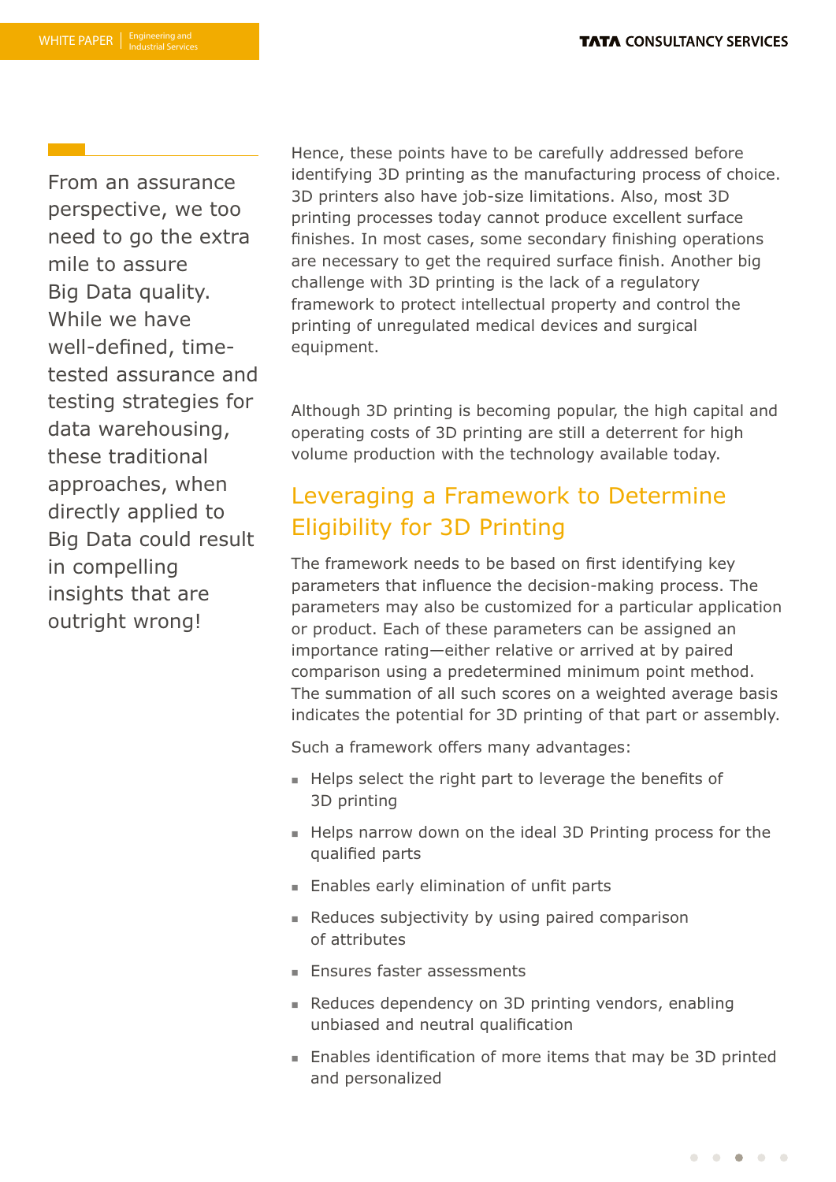From an assurance perspective, we too need to go the extra mile to assure Big Data quality. While we have well-defined, time-tested assurance and testing strategies for data warehousing, these traditional approaches, when directly applied to Big Data could result in compelling insights that are outright wrong!

Hence, these points have to be carefully addressed before identifying 3D printing as the manufacturing process of choice. 3D printers also have job-size limitations. Also, most 3D printing processes today cannot produce excellent surface finishes. In most cases, some secondary finishing operations are necessary to get the required surface finish. Another big challenge with 3D printing is the lack of a regulatory framework to protect intellectual property and control the printing of unregulated medical devices and surgical equipment.

Although 3D printing is becoming popular, the high capital and operating costs of 3D printing are still a deterrent for high volume production with the technology available today.

## Leveraging a Framework to Determine Eligibility for 3D Printing

The framework needs to be based on first identifying key parameters that influence the decision-making process. The parameters may also be customized for a particular application or product. Each of these parameters can be assigned an importance rating—either relative or arrived at by paired comparison using a predetermined minimum point method. The summation of all such scores on a weighted average basis indicates the potential for 3D printing of that part or assembly.

Such a framework offers many advantages:

- Helps select the right part to leverage the benefits of 3D printing
- Helps narrow down on the ideal 3D Printing process for the qualified parts
- Enables early elimination of unfit parts
- Reduces subjectivity by using paired comparison of attributes
- Ensures faster assessments
- Reduces dependency on 3D printing vendors, enabling unbiased and neutral qualification
- Enables identification of more items that may be 3D printed and personalized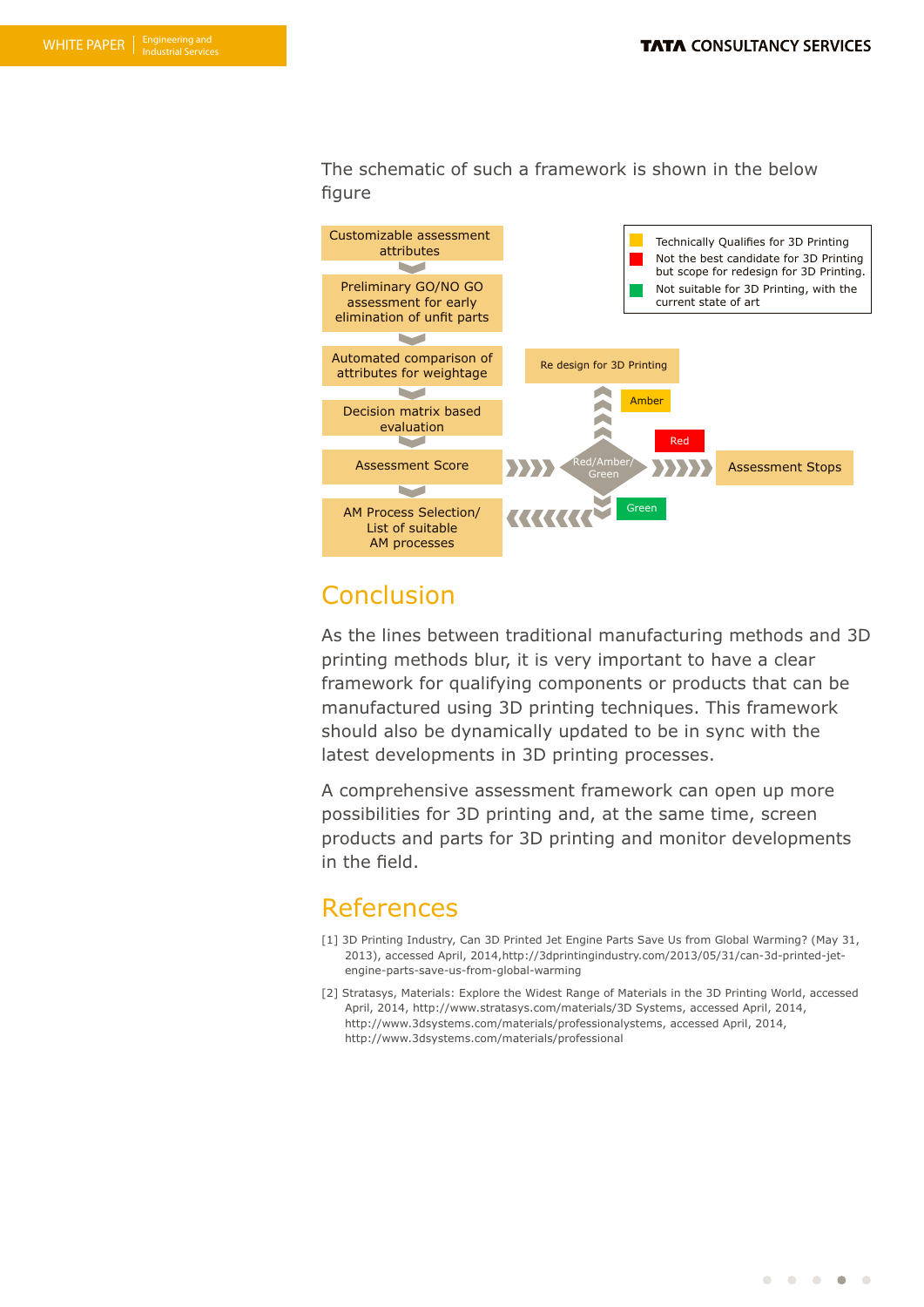The schematic of such a framework is shown in the below figure

Customizable assessment attributes

Preliminary GO/NO GO assessment for early elimination of unfit parts

Automated comparison of attributes for weightage

Decision matrix based evaluation

Assessment Score

AM Process Selection/ List of suitable AM processes

Red/Amber/ Green

Re design for 3D Printing

Amber

Red

Green

Assessment Stops

- Technically Qualifies for 3D Printing
- Not the best candidate for 3D Printing but scope for redesign for 3D Printing.
- Not suitable for 3D Printing, with the current state of art

## Conclusion

As the lines between traditional manufacturing methods and 3D printing methods blur, it is very important to have a clear framework for qualifying components or products that can be manufactured using 3D printing techniques. This framework should also be dynamically updated to be in sync with the latest developments in 3D printing processes.

A comprehensive assessment framework can open up more possibilities for 3D printing and, at the same time, screen products and parts for 3D printing and monitor developments in the field.

## References

[1] 3D Printing Industry, Can 3D Printed Jet Engine Parts Save Us from Global Warming? (May 31, 2013), accessed April, 2014,http://3dprintingindustry.com/2013/05/31/can-3d-printed-jet-engine-parts-save-us-from-global-warming

[2] Stratasys, Materials: Explore the Widest Range of Materials in the 3D Printing World, accessed April, 2014, http://www.stratasys.com/materials/3D Systems, accessed April, 2014, http://www.3dsystems.com/materials/professionalystems, accessed April, 2014, http://www.3dsystems.com/materials/professional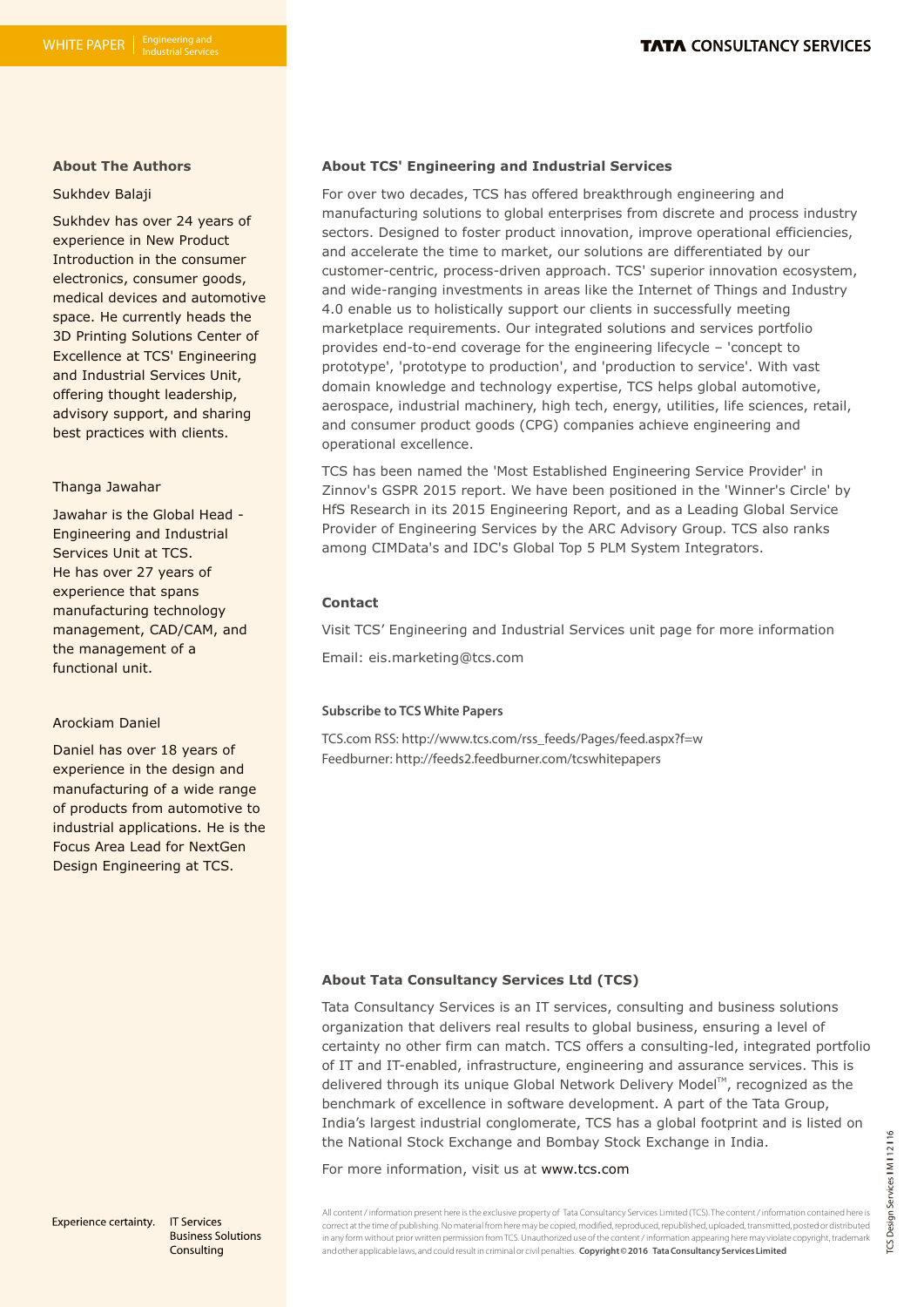## About The Authors

Sukhdev Balaji

Sukhdev has over 24 years of experience in New Product Introduction in the consumer electronics, consumer goods, medical devices and automotive space. He currently heads the 3D Printing Solutions Center of Excellence at TCS' Engineering and Industrial Services Unit, offering thought leadership, advisory support, and sharing best practices with clients.

Thanga Jawahar

Jawahar is the Global Head - Engineering and Industrial Services Unit at TCS. He has over 27 years of experience that spans manufacturing technology management, CAD/CAM, and the management of a functional unit.

Arockiam Daniel

Daniel has over 18 years of experience in the design and manufacturing of a wide range of products from automotive to industrial applications. He is the Focus Area Lead for NextGen Design Engineering at TCS.

## About TCS' Engineering and Industrial Services

For over two decades, TCS has offered breakthrough engineering and manufacturing solutions to global enterprises from discrete and process industry sectors. Designed to foster product innovation, improve operational efficiencies, and accelerate the time to market, our solutions are differentiated by our customer-centric, process-driven approach. TCS' superior innovation ecosystem, and wide-ranging investments in areas like the Internet of Things and Industry 4.0 enable us to holistically support our clients in successfully meeting marketplace requirements. Our integrated solutions and services portfolio provides end-to-end coverage for the engineering lifecycle – 'concept to prototype', 'prototype to production', and 'production to service'. With vast domain knowledge and technology expertise, TCS helps global automotive, aerospace, industrial machinery, high tech, energy, utilities, life sciences, retail, and consumer product goods (CPG) companies achieve engineering and operational excellence.

TCS has been named the 'Most Established Engineering Service Provider' in Zinnov's GSPR 2015 report. We have been positioned in the 'Winner's Circle' by HfS Research in its 2015 Engineering Report, and as a Leading Global Service Provider of Engineering Services by the ARC Advisory Group. TCS also ranks among CIMData's and IDC's Global Top 5 PLM System Integrators.

## Contact

Visit TCS' Engineering and Industrial Services unit page for more information

Email: eis.marketing@tcs.com

### Subscribe to TCS White Papers

TCS.com RSS: http://www.tcs.com/rss_feeds/Pages/feed.aspx?f=w
Feedburner: http://feeds2.feedburner.com/tcswhitepapers

## About Tata Consultancy Services Ltd (TCS)

Tata Consultancy Services is an IT services, consulting and business solutions organization that delivers real results to global business, ensuring a level of certainty no other firm can match. TCS offers a consulting-led, integrated portfolio of IT and IT-enabled, infrastructure, engineering and assurance services. This is delivered through its unique Global Network Delivery Model™, recognized as the benchmark of excellence in software development. A part of the Tata Group, India's largest industrial conglomerate, TCS has a global footprint and is listed on the National Stock Exchange and Bombay Stock Exchange in India.

For more information, visit us at www.tcs.com

All content / information present here is the exclusive property of Tata Consultancy Services Limited (TCS). The content / information contained here is correct at the time of publishing. No material from here may be copied, modified, reproduced, republished, uploaded, transmitted, posted or distributed in any form without prior written permission from TCS. Unauthorized use of the content / information appearing here may violate copyright, trademark and other applicable laws, and could result in criminal or civil penalties. **Copyright © 2016 Tata Consultancy Services Limited**

Experience certainty. IT Services Business Solutions Consulting

TCS Design Services I M I 12 I 16